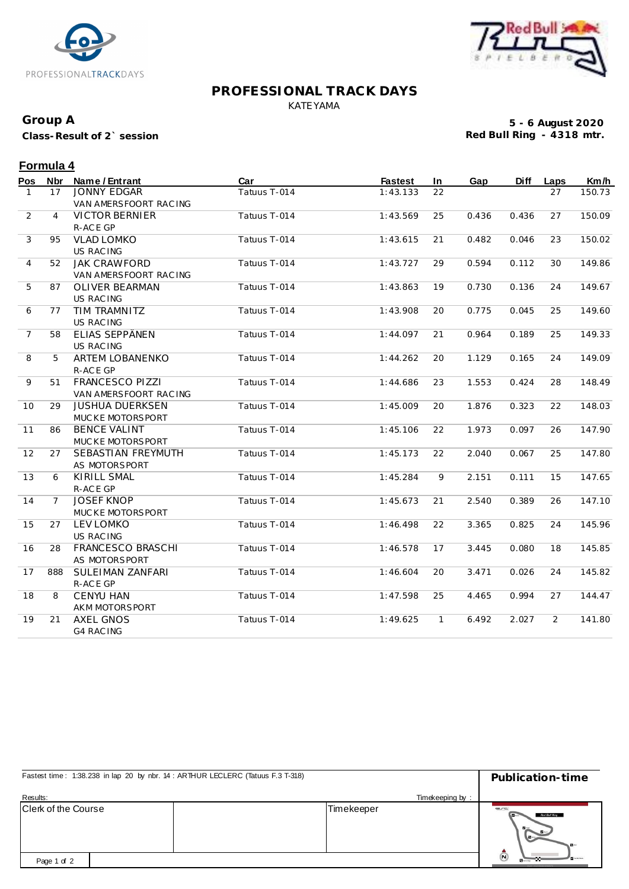# PROFESSIONAL TRACK DAYS

KATEYAMA

**Group A**

**Class-Result of 2` session**

**5 - 6 August 2020**
**Red Bull Ring - 4318 mtr.**

## Formula 4

| Pos | Nbr | Name / Entrant | Car | Fastest | In | Gap | Diff | Laps | Km/h |
|---|---|---|---|---|---|---|---|---|---|
| 1 | 17 | JONNY EDGAR<br>VAN AMERSFOORT RACING | Tatuus T-014 | 1:43.133 | 22 | | | 27 | 150.73 |
| 2 | 4 | VICTOR BERNIER<br>R-ACE GP | Tatuus T-014 | 1:43.569 | 25 | 0.436 | 0.436 | 27 | 150.09 |
| 3 | 95 | VLAD LOMKO<br>US RACING | Tatuus T-014 | 1:43.615 | 21 | 0.482 | 0.046 | 23 | 150.02 |
| 4 | 52 | JAK CRAWFORD<br>VAN AMERSFOORT RACING | Tatuus T-014 | 1:43.727 | 29 | 0.594 | 0.112 | 30 | 149.86 |
| 5 | 87 | OLIVER BEARMAN<br>US RACING | Tatuus T-014 | 1:43.863 | 19 | 0.730 | 0.136 | 24 | 149.67 |
| 6 | 77 | TIM TRAMNITZ<br>US RACING | Tatuus T-014 | 1:43.908 | 20 | 0.775 | 0.045 | 25 | 149.60 |
| 7 | 58 | ELIAS SEPPÄNEN<br>US RACING | Tatuus T-014 | 1:44.097 | 21 | 0.964 | 0.189 | 25 | 149.33 |
| 8 | 5 | ARTEM LOBANENKO<br>R-ACE GP | Tatuus T-014 | 1:44.262 | 20 | 1.129 | 0.165 | 24 | 149.09 |
| 9 | 51 | FRANCESCO PIZZI<br>VAN AMERSFOORT RACING | Tatuus T-014 | 1:44.686 | 23 | 1.553 | 0.424 | 28 | 148.49 |
| 10 | 29 | JUSHUA DUERKSEN<br>MUCKE MOTORSPORT | Tatuus T-014 | 1:45.009 | 20 | 1.876 | 0.323 | 22 | 148.03 |
| 11 | 86 | BENCE VALINT<br>MUCKE MOTORSPORT | Tatuus T-014 | 1:45.106 | 22 | 1.973 | 0.097 | 26 | 147.90 |
| 12 | 27 | SEBASTIAN FREYMUTH<br>AS MOTORSPORT | Tatuus T-014 | 1:45.173 | 22 | 2.040 | 0.067 | 25 | 147.80 |
| 13 | 6 | KIRILL SMAL<br>R-ACE GP | Tatuus T-014 | 1:45.284 | 9 | 2.151 | 0.111 | 15 | 147.65 |
| 14 | 7 | JOSEF KNOP<br>MUCKE MOTORSPORT | Tatuus T-014 | 1:45.673 | 21 | 2.540 | 0.389 | 26 | 147.10 |
| 15 | 27 | LEV LOMKO<br>US RACING | Tatuus T-014 | 1:46.498 | 22 | 3.365 | 0.825 | 24 | 145.96 |
| 16 | 28 | FRANCESCO BRASCHI<br>AS MOTORSPORT | Tatuus T-014 | 1:46.578 | 17 | 3.445 | 0.080 | 18 | 145.85 |
| 17 | 888 | SULEIMAN ZANFARI<br>R-ACE GP | Tatuus T-014 | 1:46.604 | 20 | 3.471 | 0.026 | 24 | 145.82 |
| 18 | 8 | CENYU HAN<br>AKM MOTORSPORT | Tatuus T-014 | 1:47.598 | 25 | 4.465 | 0.994 | 27 | 144.47 |
| 19 | 21 | AXEL GNOS<br>G4 RACING | Tatuus T-014 | 1:49.625 | 1 | 6.492 | 2.027 | 2 | 141.80 |

Fastest time : 1:38.238 in lap 20 by nbr. 14 : ARTHUR LECLERC (Tatuus F.3 T-318)

**Publication-time**

Results:

Timekeeping by :

| Clerk of the Course | | Timekeeper |
|---|---|---|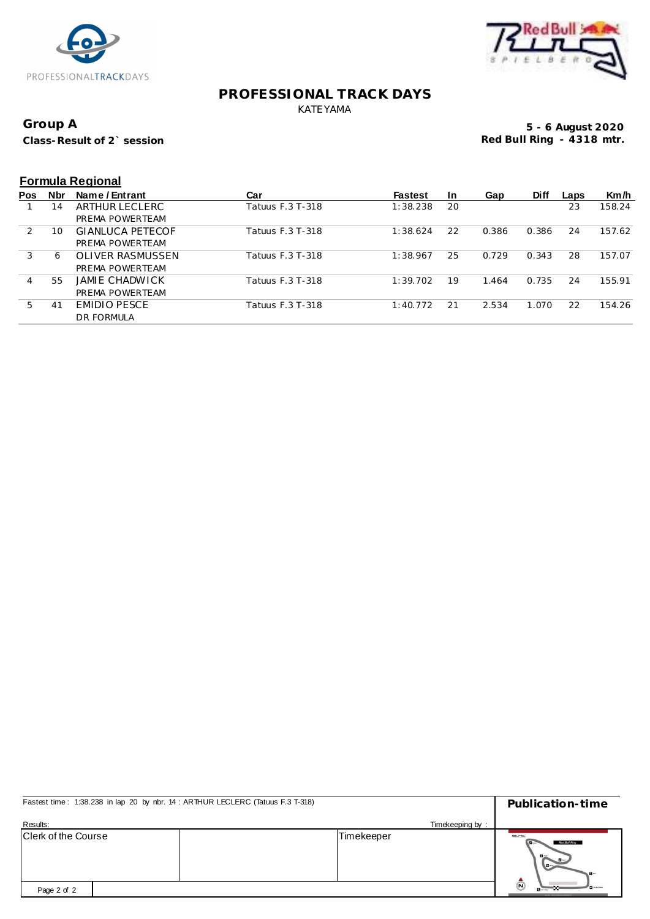# PROFESSIONAL TRACK DAYS

KATEYAMA

**Group A**

**Class-Result of 2` session**

**5 - 6 August 2020**
**Red Bull Ring - 4318 mtr.**

## Formula Regional

| Pos | Nbr | Name / Entrant | Car | Fastest | In | Gap | Diff | Laps | Km/h |
|---|---|---|---|---|---|---|---|---|---|
| 1 | 14 | ARTHUR LECLERC<br>PREMA POWERTEAM | Tatuus F.3 T-318 | 1:38.238 | 20 | | | 23 | 158.24 |
| 2 | 10 | GIANLUCA PETECOF<br>PREMA POWERTEAM | Tatuus F.3 T-318 | 1:38.624 | 22 | 0.386 | 0.386 | 24 | 157.62 |
| 3 | 6 | OLIVER RASMUSSEN<br>PREMA POWERTEAM | Tatuus F.3 T-318 | 1:38.967 | 25 | 0.729 | 0.343 | 28 | 157.07 |
| 4 | 55 | JAMIE CHADWICK<br>PREMA POWERTEAM | Tatuus F.3 T-318 | 1:39.702 | 19 | 1.464 | 0.735 | 24 | 155.91 |
| 5 | 41 | EMIDIO PESCE<br>DR FORMULA | Tatuus F.3 T-318 | 1:40.772 | 21 | 2.534 | 1.070 | 22 | 154.26 |

Fastest time : 1:38.238 in lap 20 by nbr. 14 : ARTHUR LECLERC (Tatuus F.3 T-318)

**Publication-time**

Results:

Timekeeping by :

| Clerk of the Course | | Timekeeper |
|---|---|---|